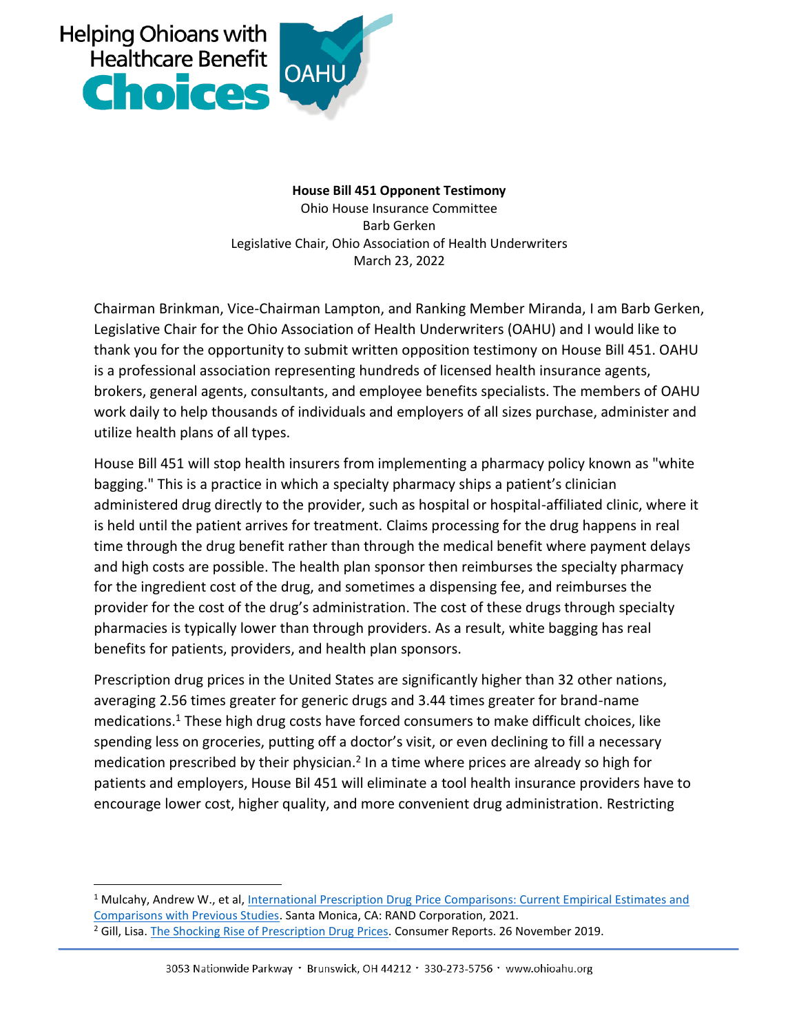Helping Ohioans with Healthcare Benefit **Choices** OAHU

**House Bill 451 Opponent Testimony**
Ohio House Insurance Committee
Barb Gerken
Legislative Chair, Ohio Association of Health Underwriters
March 23, 2022

Chairman Brinkman, Vice-Chairman Lampton, and Ranking Member Miranda, I am Barb Gerken, Legislative Chair for the Ohio Association of Health Underwriters (OAHU) and I would like to thank you for the opportunity to submit written opposition testimony on House Bill 451. OAHU is a professional association representing hundreds of licensed health insurance agents, brokers, general agents, consultants, and employee benefits specialists. The members of OAHU work daily to help thousands of individuals and employers of all sizes purchase, administer and utilize health plans of all types.

House Bill 451 will stop health insurers from implementing a pharmacy policy known as "white bagging." This is a practice in which a specialty pharmacy ships a patient's clinician administered drug directly to the provider, such as hospital or hospital-affiliated clinic, where it is held until the patient arrives for treatment. Claims processing for the drug happens in real time through the drug benefit rather than through the medical benefit where payment delays and high costs are possible. The health plan sponsor then reimburses the specialty pharmacy for the ingredient cost of the drug, and sometimes a dispensing fee, and reimburses the provider for the cost of the drug's administration. The cost of these drugs through specialty pharmacies is typically lower than through providers. As a result, white bagging has real benefits for patients, providers, and health plan sponsors.

Prescription drug prices in the United States are significantly higher than 32 other nations, averaging 2.56 times greater for generic drugs and 3.44 times greater for brand-name medications.[1] These high drug costs have forced consumers to make difficult choices, like spending less on groceries, putting off a doctor's visit, or even declining to fill a necessary medication prescribed by their physician.[2] In a time where prices are already so high for patients and employers, House Bil 451 will eliminate a tool health insurance providers have to encourage lower cost, higher quality, and more convenient drug administration. Restricting

---

[1] Mulcahy, Andrew W., et al, International Prescription Drug Price Comparisons: Current Empirical Estimates and Comparisons with Previous Studies. Santa Monica, CA: RAND Corporation, 2021.

[2] Gill, Lisa. The Shocking Rise of Prescription Drug Prices. Consumer Reports. 26 November 2019.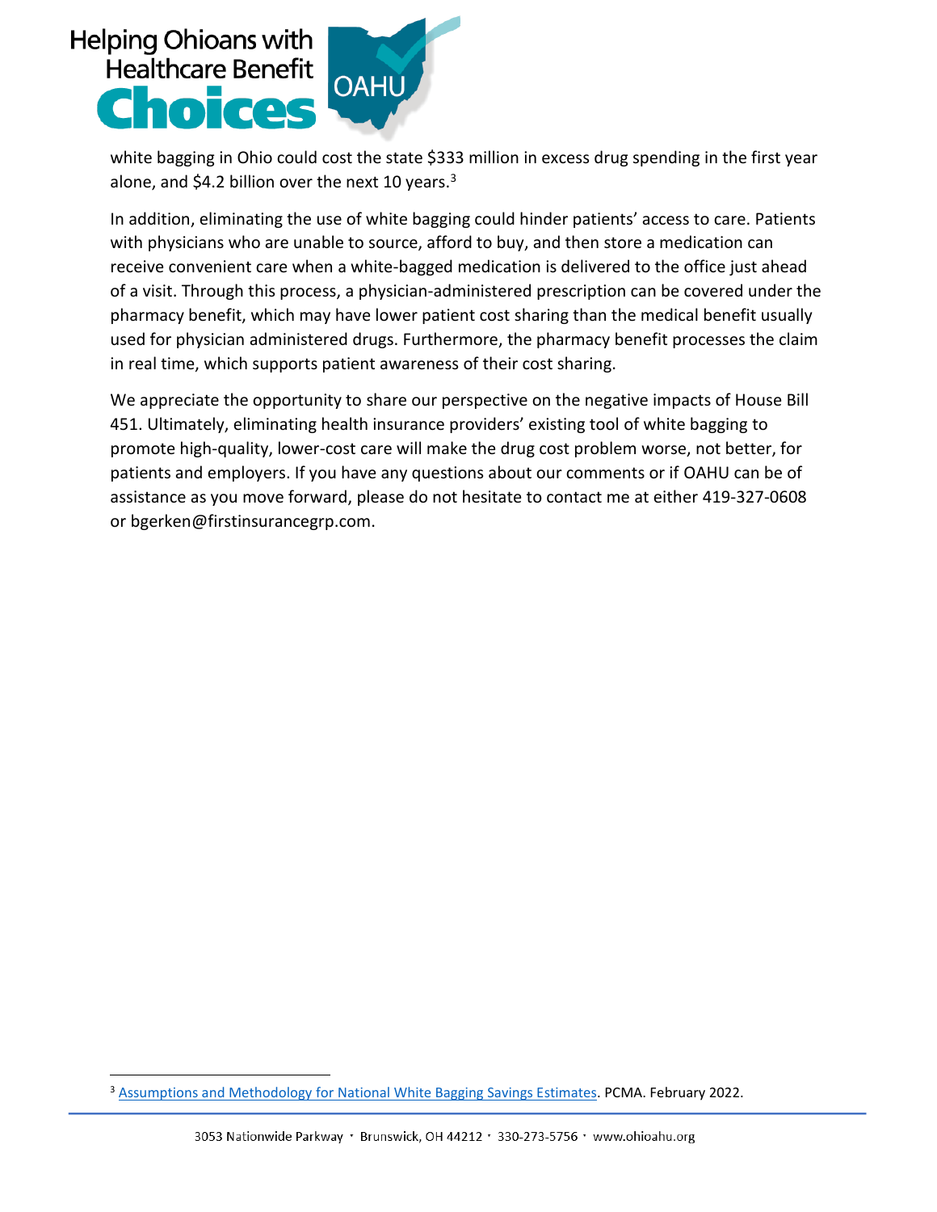white bagging in Ohio could cost the state $333 million in excess drug spending in the first year alone, and $4.2 billion over the next 10 years.[3]

In addition, eliminating the use of white bagging could hinder patients' access to care. Patients with physicians who are unable to source, afford to buy, and then store a medication can receive convenient care when a white-bagged medication is delivered to the office just ahead of a visit. Through this process, a physician-administered prescription can be covered under the pharmacy benefit, which may have lower patient cost sharing than the medical benefit usually used for physician administered drugs. Furthermore, the pharmacy benefit processes the claim in real time, which supports patient awareness of their cost sharing.

We appreciate the opportunity to share our perspective on the negative impacts of House Bill 451. Ultimately, eliminating health insurance providers' existing tool of white bagging to promote high-quality, lower-cost care will make the drug cost problem worse, not better, for patients and employers. If you have any questions about our comments or if OAHU can be of assistance as you move forward, please do not hesitate to contact me at either 419-327-0608 or bgerken@firstinsurancegrp.com.

---

[3] Assumptions and Methodology for National White Bagging Savings Estimates. PCMA. February 2022.